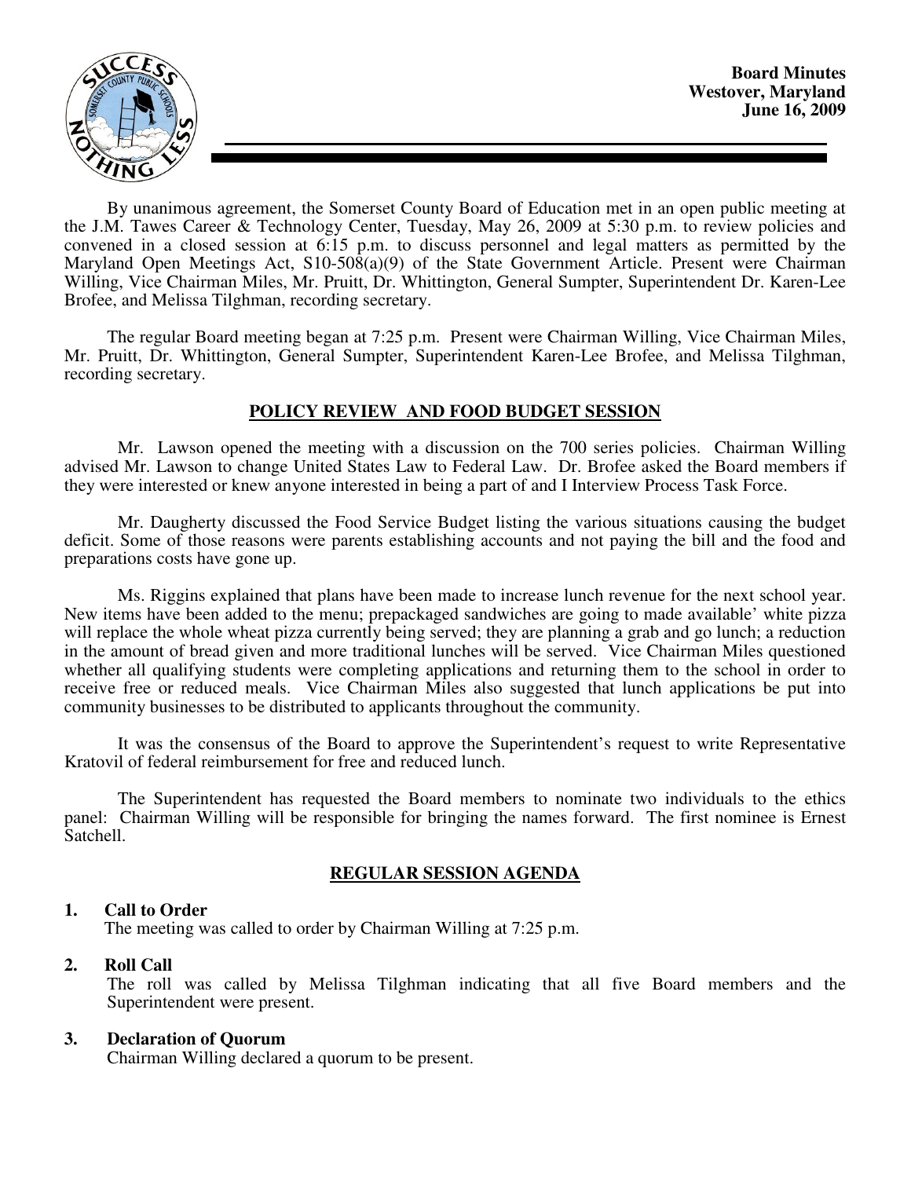**Board Minutes**
**Westover, Maryland**
**June 16, 2009**

By unanimous agreement, the Somerset County Board of Education met in an open public meeting at the J.M. Tawes Career & Technology Center, Tuesday, May 26, 2009 at 5:30 p.m. to review policies and convened in a closed session at 6:15 p.m. to discuss personnel and legal matters as permitted by the Maryland Open Meetings Act, S10-508(a)(9) of the State Government Article. Present were Chairman Willing, Vice Chairman Miles, Mr. Pruitt, Dr. Whittington, General Sumpter, Superintendent Dr. Karen-Lee Brofee, and Melissa Tilghman, recording secretary.

The regular Board meeting began at 7:25 p.m. Present were Chairman Willing, Vice Chairman Miles, Mr. Pruitt, Dr. Whittington, General Sumpter, Superintendent Karen-Lee Brofee, and Melissa Tilghman, recording secretary.

## POLICY REVIEW AND FOOD BUDGET SESSION

Mr. Lawson opened the meeting with a discussion on the 700 series policies. Chairman Willing advised Mr. Lawson to change United States Law to Federal Law. Dr. Brofee asked the Board members if they were interested or knew anyone interested in being a part of and I Interview Process Task Force.

Mr. Daugherty discussed the Food Service Budget listing the various situations causing the budget deficit. Some of those reasons were parents establishing accounts and not paying the bill and the food and preparations costs have gone up.

Ms. Riggins explained that plans have been made to increase lunch revenue for the next school year. New items have been added to the menu; prepackaged sandwiches are going to made available' white pizza will replace the whole wheat pizza currently being served; they are planning a grab and go lunch; a reduction in the amount of bread given and more traditional lunches will be served. Vice Chairman Miles questioned whether all qualifying students were completing applications and returning them to the school in order to receive free or reduced meals. Vice Chairman Miles also suggested that lunch applications be put into community businesses to be distributed to applicants throughout the community.

It was the consensus of the Board to approve the Superintendent's request to write Representative Kratovil of federal reimbursement for free and reduced lunch.

The Superintendent has requested the Board members to nominate two individuals to the ethics panel: Chairman Willing will be responsible for bringing the names forward. The first nominee is Ernest Satchell.

## REGULAR SESSION AGENDA

**1. Call to Order**
The meeting was called to order by Chairman Willing at 7:25 p.m.

**2. Roll Call**
The roll was called by Melissa Tilghman indicating that all five Board members and the Superintendent were present.

**3. Declaration of Quorum**
Chairman Willing declared a quorum to be present.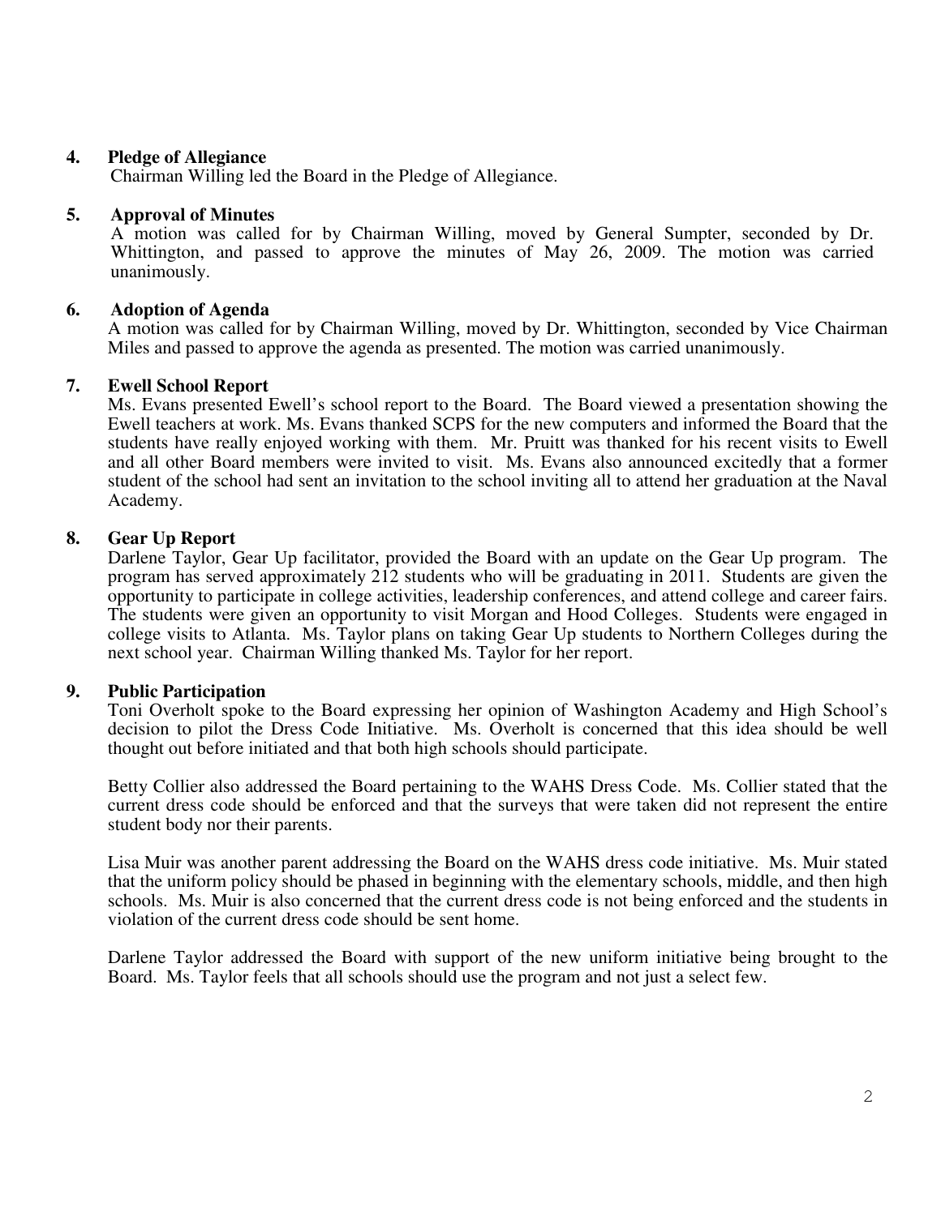**4. Pledge of Allegiance**

Chairman Willing led the Board in the Pledge of Allegiance.

**5. Approval of Minutes**

A motion was called for by Chairman Willing, moved by General Sumpter, seconded by Dr. Whittington, and passed to approve the minutes of May 26, 2009. The motion was carried unanimously.

**6. Adoption of Agenda**

A motion was called for by Chairman Willing, moved by Dr. Whittington, seconded by Vice Chairman Miles and passed to approve the agenda as presented. The motion was carried unanimously.

**7. Ewell School Report**

Ms. Evans presented Ewell's school report to the Board. The Board viewed a presentation showing the Ewell teachers at work. Ms. Evans thanked SCPS for the new computers and informed the Board that the students have really enjoyed working with them. Mr. Pruitt was thanked for his recent visits to Ewell and all other Board members were invited to visit. Ms. Evans also announced excitedly that a former student of the school had sent an invitation to the school inviting all to attend her graduation at the Naval Academy.

**8. Gear Up Report**

Darlene Taylor, Gear Up facilitator, provided the Board with an update on the Gear Up program. The program has served approximately 212 students who will be graduating in 2011. Students are given the opportunity to participate in college activities, leadership conferences, and attend college and career fairs. The students were given an opportunity to visit Morgan and Hood Colleges. Students were engaged in college visits to Atlanta. Ms. Taylor plans on taking Gear Up students to Northern Colleges during the next school year. Chairman Willing thanked Ms. Taylor for her report.

**9. Public Participation**

Toni Overholt spoke to the Board expressing her opinion of Washington Academy and High School's decision to pilot the Dress Code Initiative. Ms. Overholt is concerned that this idea should be well thought out before initiated and that both high schools should participate.

Betty Collier also addressed the Board pertaining to the WAHS Dress Code. Ms. Collier stated that the current dress code should be enforced and that the surveys that were taken did not represent the entire student body nor their parents.

Lisa Muir was another parent addressing the Board on the WAHS dress code initiative. Ms. Muir stated that the uniform policy should be phased in beginning with the elementary schools, middle, and then high schools. Ms. Muir is also concerned that the current dress code is not being enforced and the students in violation of the current dress code should be sent home.

Darlene Taylor addressed the Board with support of the new uniform initiative being brought to the Board. Ms. Taylor feels that all schools should use the program and not just a select few.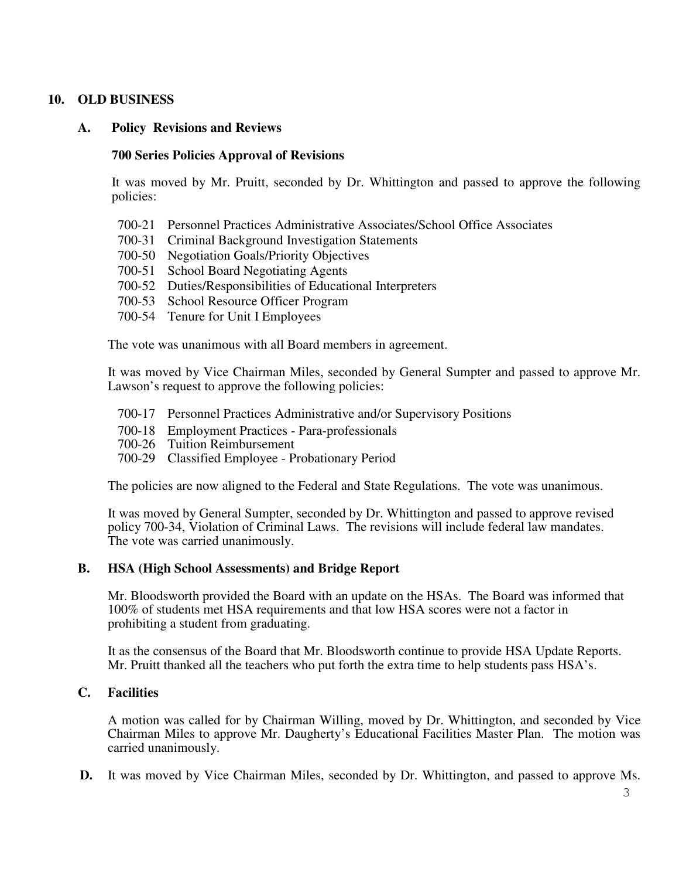## 10. OLD BUSINESS

### A. Policy Revisions and Reviews

**700 Series Policies Approval of Revisions**

It was moved by Mr. Pruitt, seconded by Dr. Whittington and passed to approve the following policies:

700-21 Personnel Practices Administrative Associates/School Office Associates
700-31 Criminal Background Investigation Statements
700-50 Negotiation Goals/Priority Objectives
700-51 School Board Negotiating Agents
700-52 Duties/Responsibilities of Educational Interpreters
700-53 School Resource Officer Program
700-54 Tenure for Unit I Employees

The vote was unanimous with all Board members in agreement.

It was moved by Vice Chairman Miles, seconded by General Sumpter and passed to approve Mr. Lawson's request to approve the following policies:

700-17 Personnel Practices Administrative and/or Supervisory Positions
700-18 Employment Practices - Para-professionals
700-26 Tuition Reimbursement
700-29 Classified Employee - Probationary Period

The policies are now aligned to the Federal and State Regulations. The vote was unanimous.

It was moved by General Sumpter, seconded by Dr. Whittington and passed to approve revised policy 700-34, Violation of Criminal Laws. The revisions will include federal law mandates. The vote was carried unanimously.

### B. HSA (High School Assessments) and Bridge Report

Mr. Bloodsworth provided the Board with an update on the HSAs. The Board was informed that 100% of students met HSA requirements and that low HSA scores were not a factor in prohibiting a student from graduating.

It as the consensus of the Board that Mr. Bloodsworth continue to provide HSA Update Reports. Mr. Pruitt thanked all the teachers who put forth the extra time to help students pass HSA's.

### C. Facilities

A motion was called for by Chairman Willing, moved by Dr. Whittington, and seconded by Vice Chairman Miles to approve Mr. Daugherty's Educational Facilities Master Plan. The motion was carried unanimously.

**D.** It was moved by Vice Chairman Miles, seconded by Dr. Whittington, and passed to approve Ms.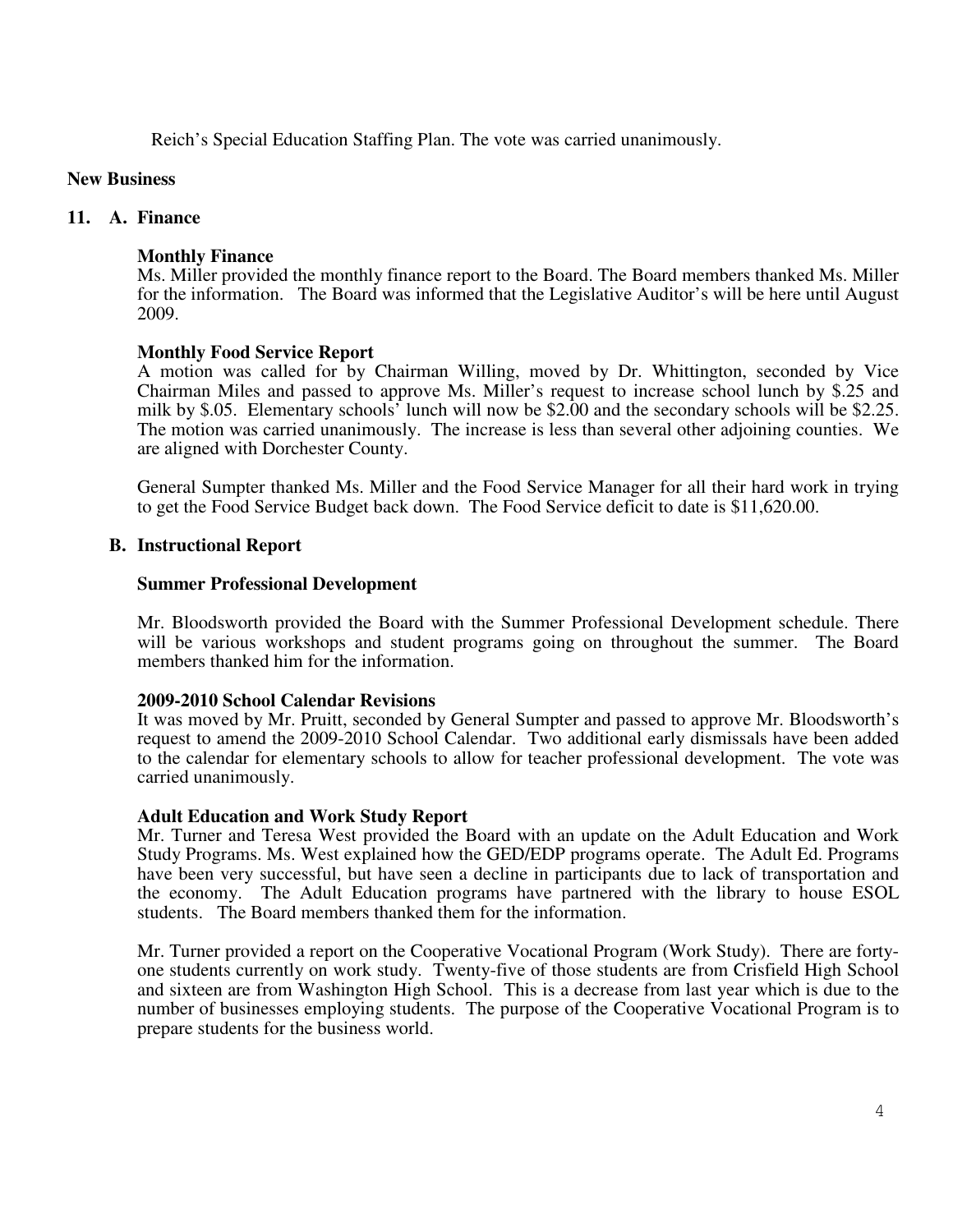Reich's Special Education Staffing Plan. The vote was carried unanimously.

**New Business**

**11. A. Finance**

**Monthly Finance**

Ms. Miller provided the monthly finance report to the Board. The Board members thanked Ms. Miller for the information. The Board was informed that the Legislative Auditor's will be here until August 2009.

**Monthly Food Service Report**

A motion was called for by Chairman Willing, moved by Dr. Whittington, seconded by Vice Chairman Miles and passed to approve Ms. Miller's request to increase school lunch by $.25 and milk by $.05. Elementary schools' lunch will now be $2.00 and the secondary schools will be $2.25. The motion was carried unanimously. The increase is less than several other adjoining counties. We are aligned with Dorchester County.

General Sumpter thanked Ms. Miller and the Food Service Manager for all their hard work in trying to get the Food Service Budget back down. The Food Service deficit to date is $11,620.00.

**B. Instructional Report**

**Summer Professional Development**

Mr. Bloodsworth provided the Board with the Summer Professional Development schedule. There will be various workshops and student programs going on throughout the summer. The Board members thanked him for the information.

**2009-2010 School Calendar Revisions**

It was moved by Mr. Pruitt, seconded by General Sumpter and passed to approve Mr. Bloodsworth's request to amend the 2009-2010 School Calendar. Two additional early dismissals have been added to the calendar for elementary schools to allow for teacher professional development. The vote was carried unanimously.

**Adult Education and Work Study Report**

Mr. Turner and Teresa West provided the Board with an update on the Adult Education and Work Study Programs. Ms. West explained how the GED/EDP programs operate. The Adult Ed. Programs have been very successful, but have seen a decline in participants due to lack of transportation and the economy. The Adult Education programs have partnered with the library to house ESOL students. The Board members thanked them for the information.

Mr. Turner provided a report on the Cooperative Vocational Program (Work Study). There are forty-one students currently on work study. Twenty-five of those students are from Crisfield High School and sixteen are from Washington High School. This is a decrease from last year which is due to the number of businesses employing students. The purpose of the Cooperative Vocational Program is to prepare students for the business world.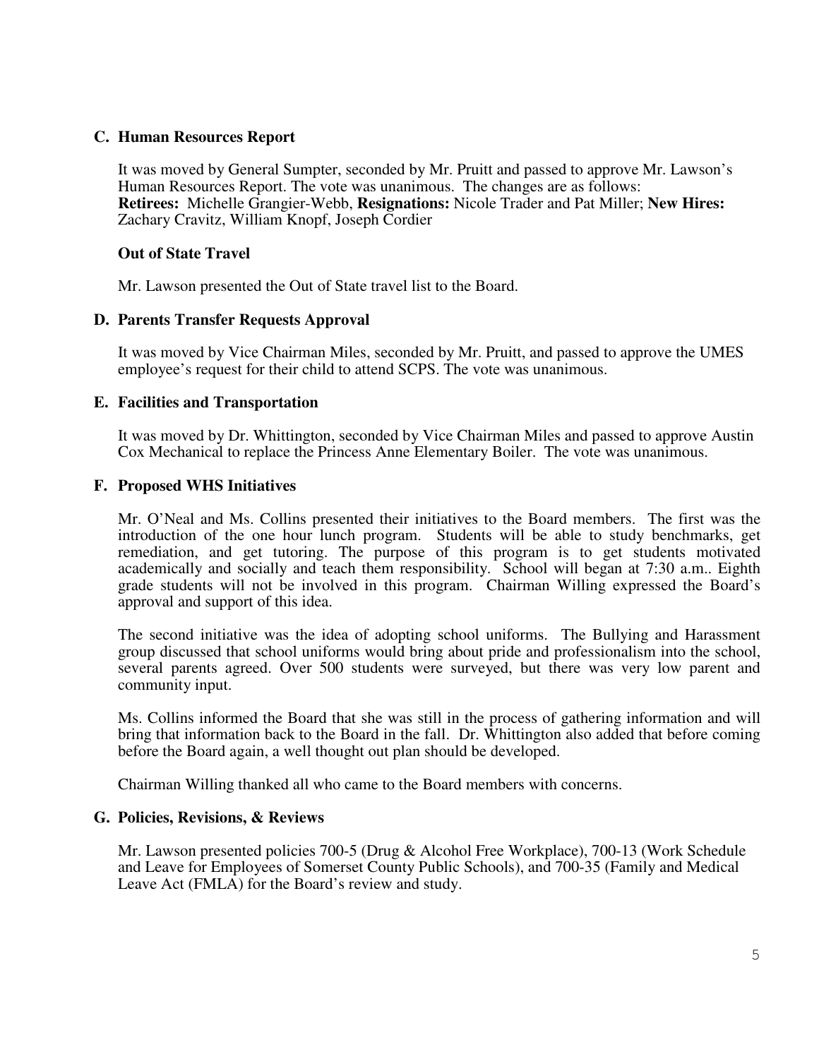### C. Human Resources Report

It was moved by General Sumpter, seconded by Mr. Pruitt and passed to approve Mr. Lawson's Human Resources Report. The vote was unanimous. The changes are as follows:
**Retirees:** Michelle Grangier-Webb, **Resignations:** Nicole Trader and Pat Miller; **New Hires:** Zachary Cravitz, William Knopf, Joseph Cordier

**Out of State Travel**

Mr. Lawson presented the Out of State travel list to the Board.

### D. Parents Transfer Requests Approval

It was moved by Vice Chairman Miles, seconded by Mr. Pruitt, and passed to approve the UMES employee's request for their child to attend SCPS. The vote was unanimous.

### E. Facilities and Transportation

It was moved by Dr. Whittington, seconded by Vice Chairman Miles and passed to approve Austin Cox Mechanical to replace the Princess Anne Elementary Boiler. The vote was unanimous.

### F. Proposed WHS Initiatives

Mr. O'Neal and Ms. Collins presented their initiatives to the Board members. The first was the introduction of the one hour lunch program. Students will be able to study benchmarks, get remediation, and get tutoring. The purpose of this program is to get students motivated academically and socially and teach them responsibility. School will began at 7:30 a.m.. Eighth grade students will not be involved in this program. Chairman Willing expressed the Board's approval and support of this idea.

The second initiative was the idea of adopting school uniforms. The Bullying and Harassment group discussed that school uniforms would bring about pride and professionalism into the school, several parents agreed. Over 500 students were surveyed, but there was very low parent and community input.

Ms. Collins informed the Board that she was still in the process of gathering information and will bring that information back to the Board in the fall. Dr. Whittington also added that before coming before the Board again, a well thought out plan should be developed.

Chairman Willing thanked all who came to the Board members with concerns.

### G. Policies, Revisions, & Reviews

Mr. Lawson presented policies 700-5 (Drug & Alcohol Free Workplace), 700-13 (Work Schedule and Leave for Employees of Somerset County Public Schools), and 700-35 (Family and Medical Leave Act (FMLA) for the Board's review and study.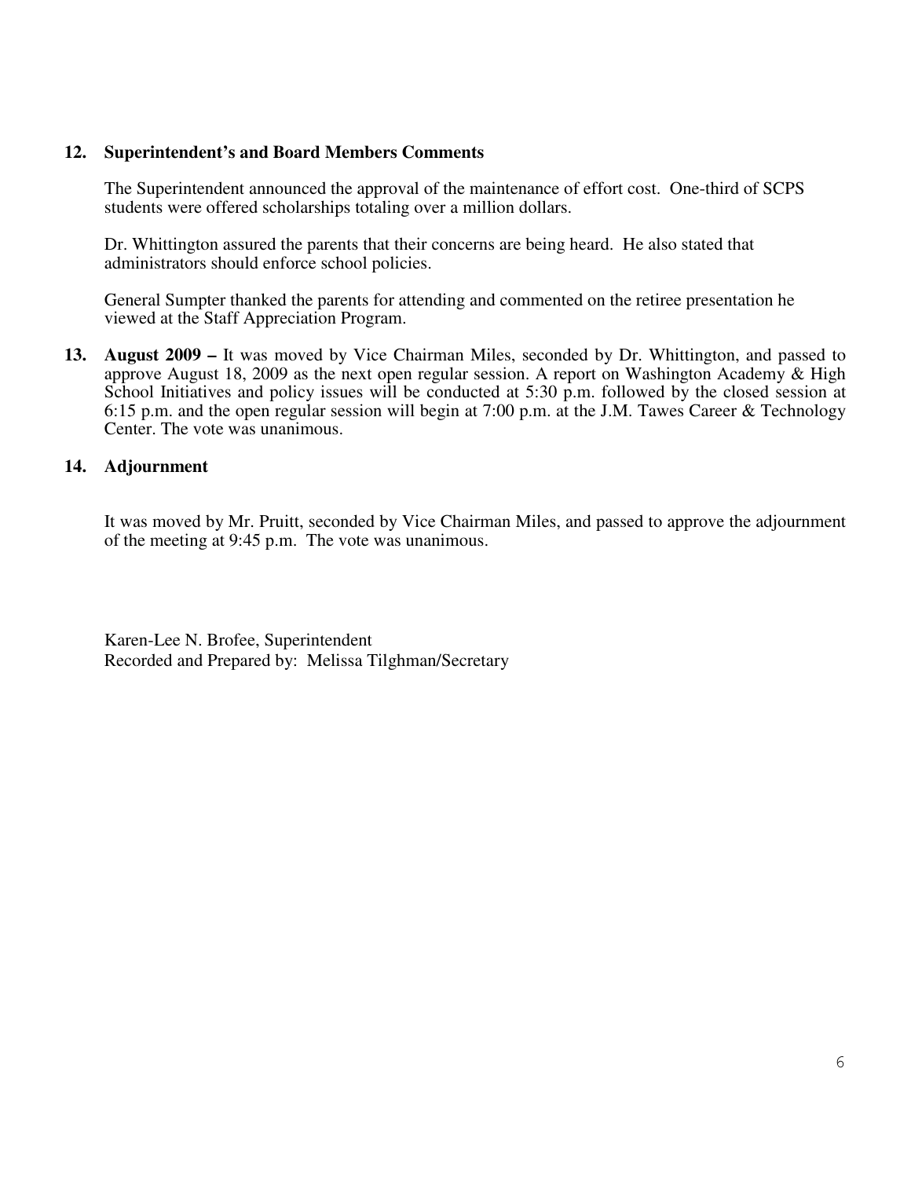## 12. Superintendent's and Board Members Comments

The Superintendent announced the approval of the maintenance of effort cost. One-third of SCPS students were offered scholarships totaling over a million dollars.

Dr. Whittington assured the parents that their concerns are being heard. He also stated that administrators should enforce school policies.

General Sumpter thanked the parents for attending and commented on the retiree presentation he viewed at the Staff Appreciation Program.

**13. August 2009 –** It was moved by Vice Chairman Miles, seconded by Dr. Whittington, and passed to approve August 18, 2009 as the next open regular session. A report on Washington Academy & High School Initiatives and policy issues will be conducted at 5:30 p.m. followed by the closed session at 6:15 p.m. and the open regular session will begin at 7:00 p.m. at the J.M. Tawes Career & Technology Center. The vote was unanimous.

## 14. Adjournment

It was moved by Mr. Pruitt, seconded by Vice Chairman Miles, and passed to approve the adjournment of the meeting at 9:45 p.m. The vote was unanimous.

Karen-Lee N. Brofee, Superintendent
Recorded and Prepared by: Melissa Tilghman/Secretary